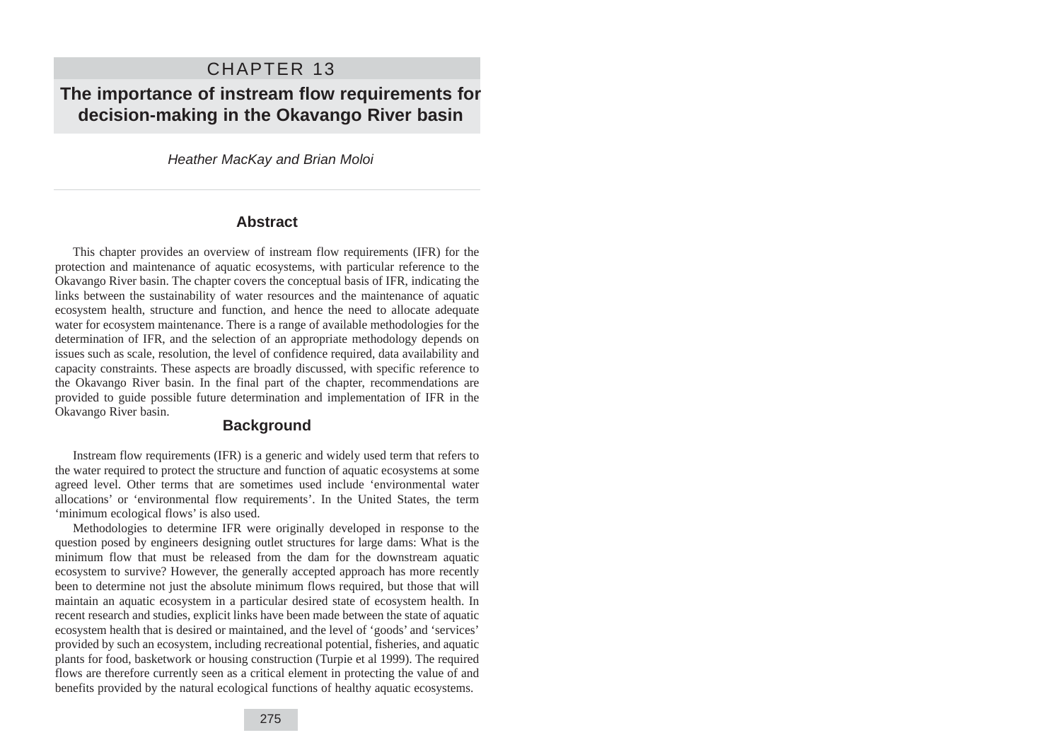# CHAPTER 13

# The importance of instream flow requirements for decision-making in the Okavango River basin

*Heather MacKay and Brian Moloi*

## Abstract

This chapter provides an overview of instream flow requirements (IFR) for the protection and maintenance of aquatic ecosystems, with particular reference to the Okavango River basin. The chapter covers the conceptual basis of IFR, indicating the links between the sustainability of water resources and the maintenance of aquatic ecosystem health, structure and function, and hence the need to allocate adequate water for ecosystem maintenance. There is a range of available methodologies for the determination of IFR, and the selection of an appropriate methodology depends on issues such as scale, resolution, the level of confidence required, data availability and capacity constraints. These aspects are broadly discussed, with specific reference to the Okavango River basin. In the final part of the chapter, recommendations are provided to guide possible future determination and implementation of IFR in the Okavango River basin.

## Background

Instream flow requirements (IFR) is a generic and widely used term that refers to the water required to protect the structure and function of aquatic ecosystems at some agreed level. Other terms that are sometimes used include 'environmental water allocations' or 'environmental flow requirements'. In the United States, the term 'minimum ecological flows' is also used.

Methodologies to determine IFR were originally developed in response to the question posed by engineers designing outlet structures for large dams: What is the minimum flow that must be released from the dam for the downstream aquatic ecosystem to survive? However, the generally accepted approach has more recently been to determine not just the absolute minimum flows required, but those that will maintain an aquatic ecosystem in a particular desired state of ecosystem health. In recent research and studies, explicit links have been made between the state of aquatic ecosystem health that is desired or maintained, and the level of 'goods' and 'services' provided by such an ecosystem, including recreational potential, fisheries, and aquatic plants for food, basketwork or housing construction (Turpie et al 1999). The required flows are therefore currently seen as a critical element in protecting the value of and benefits provided by the natural ecological functions of healthy aquatic ecosystems.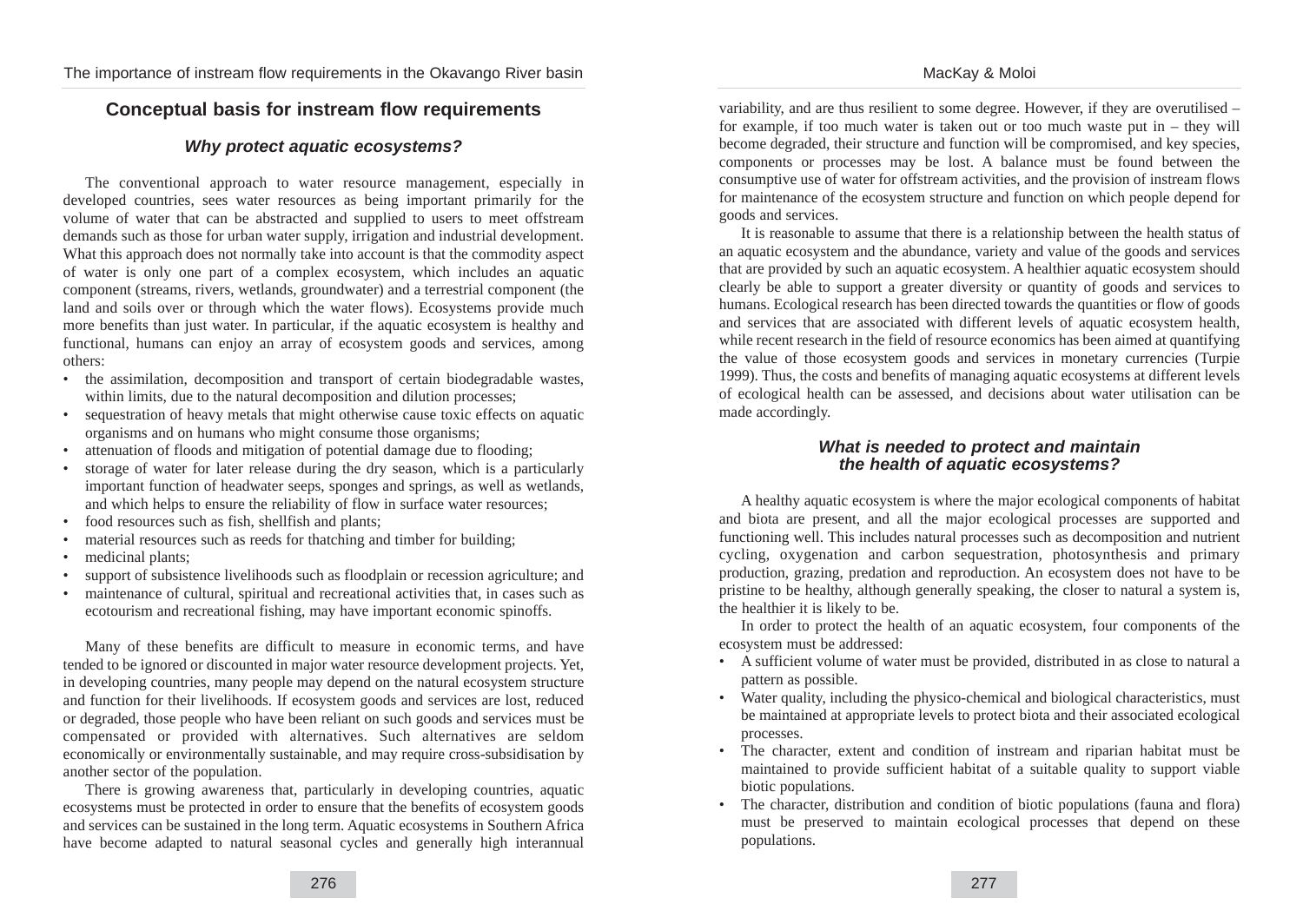## Conceptual basis for instream flow requirements

### *Why protect aquatic ecosystems?*

The conventional approach to water resource management, especially in developed countries, sees water resources as being important primarily for the volume of water that can be abstracted and supplied to users to meet offstream demands such as those for urban water supply, irrigation and industrial development. What this approach does not normally take into account is that the commodity aspect of water is only one part of a complex ecosystem, which includes an aquatic component (streams, rivers, wetlands, groundwater) and a terrestrial component (the land and soils over or through which the water flows). Ecosystems provide much more benefits than just water. In particular, if the aquatic ecosystem is healthy and functional, humans can enjoy an array of ecosystem goods and services, among others:

- the assimilation, decomposition and transport of certain biodegradable wastes, within limits, due to the natural decomposition and dilution processes;
- sequestration of heavy metals that might otherwise cause toxic effects on aquatic organisms and on humans who might consume those organisms;
- attenuation of floods and mitigation of potential damage due to flooding;
- storage of water for later release during the dry season, which is a particularly important function of headwater seeps, sponges and springs, as well as wetlands, and which helps to ensure the reliability of flow in surface water resources;
- food resources such as fish, shellfish and plants;
- material resources such as reeds for thatching and timber for building;
- medicinal plants;
- support of subsistence livelihoods such as floodplain or recession agriculture; and
- maintenance of cultural, spiritual and recreational activities that, in cases such as ecotourism and recreational fishing, may have important economic spinoffs.

Many of these benefits are difficult to measure in economic terms, and have tended to be ignored or discounted in major water resource development projects. Yet, in developing countries, many people may depend on the natural ecosystem structure and function for their livelihoods. If ecosystem goods and services are lost, reduced or degraded, those people who have been reliant on such goods and services must be compensated or provided with alternatives. Such alternatives are seldom economically or environmentally sustainable, and may require cross-subsidisation by another sector of the population.

There is growing awareness that, particularly in developing countries, aquatic ecosystems must be protected in order to ensure that the benefits of ecosystem goods and services can be sustained in the long term. Aquatic ecosystems in Southern Africa have become adapted to natural seasonal cycles and generally high interannual variability, and are thus resilient to some degree. However, if they are overutilised – for example, if too much water is taken out or too much waste put in – they will become degraded, their structure and function will be compromised, and key species, components or processes may be lost. A balance must be found between the consumptive use of water for offstream activities, and the provision of instream flows for maintenance of the ecosystem structure and function on which people depend for goods and services.

It is reasonable to assume that there is a relationship between the health status of an aquatic ecosystem and the abundance, variety and value of the goods and services that are provided by such an aquatic ecosystem. A healthier aquatic ecosystem should clearly be able to support a greater diversity or quantity of goods and services to humans. Ecological research has been directed towards the quantities or flow of goods and services that are associated with different levels of aquatic ecosystem health, while recent research in the field of resource economics has been aimed at quantifying the value of those ecosystem goods and services in monetary currencies (Turpie 1999). Thus, the costs and benefits of managing aquatic ecosystems at different levels of ecological health can be assessed, and decisions about water utilisation can be made accordingly.

### *What is needed to protect and maintain the health of aquatic ecosystems?*

A healthy aquatic ecosystem is where the major ecological components of habitat and biota are present, and all the major ecological processes are supported and functioning well. This includes natural processes such as decomposition and nutrient cycling, oxygenation and carbon sequestration, photosynthesis and primary production, grazing, predation and reproduction. An ecosystem does not have to be pristine to be healthy, although generally speaking, the closer to natural a system is, the healthier it is likely to be.

In order to protect the health of an aquatic ecosystem, four components of the ecosystem must be addressed:

- A sufficient volume of water must be provided, distributed in as close to natural a pattern as possible.
- Water quality, including the physico-chemical and biological characteristics, must be maintained at appropriate levels to protect biota and their associated ecological processes.
- The character, extent and condition of instream and riparian habitat must be maintained to provide sufficient habitat of a suitable quality to support viable biotic populations.
- The character, distribution and condition of biotic populations (fauna and flora) must be preserved to maintain ecological processes that depend on these populations.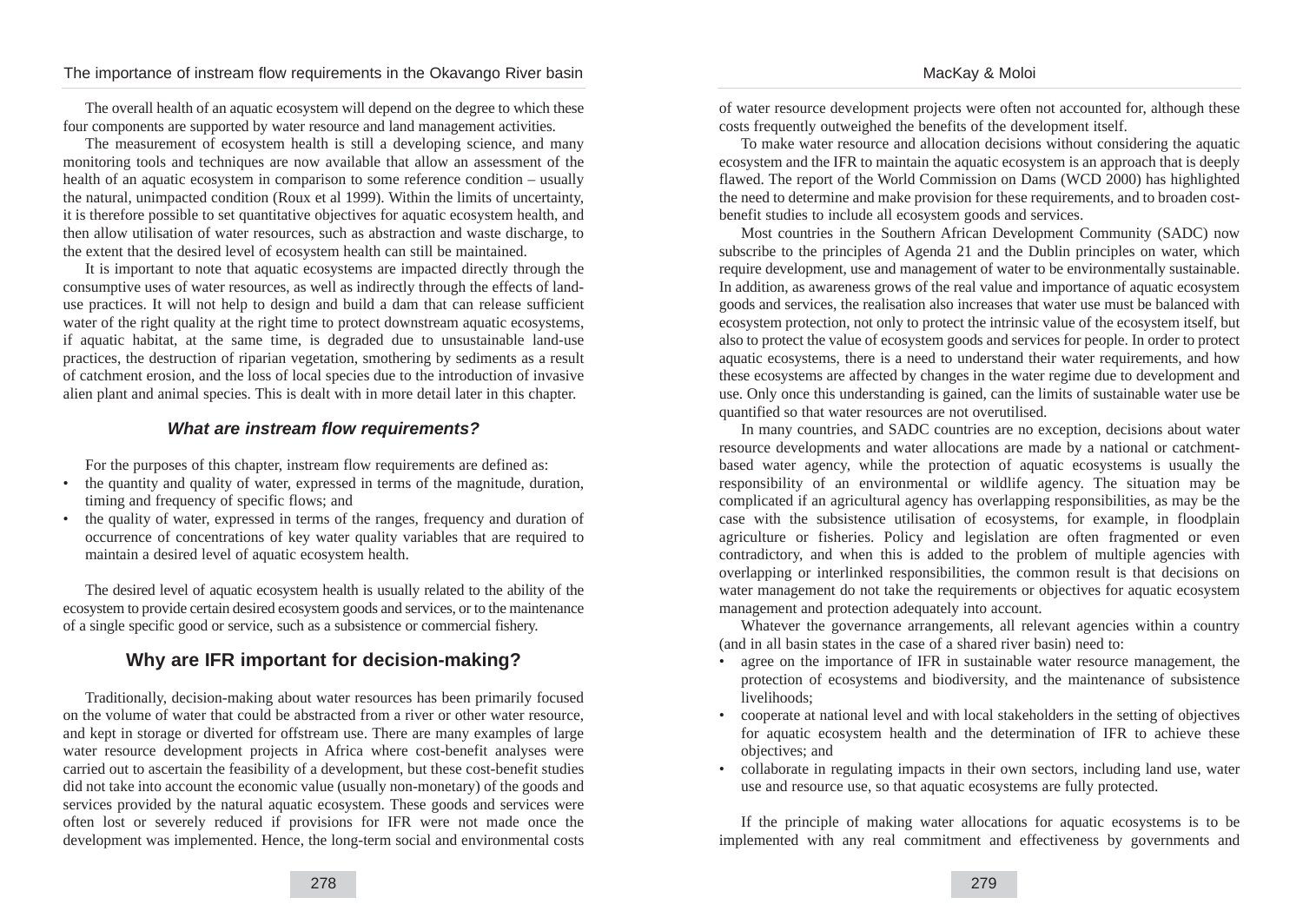The overall health of an aquatic ecosystem will depend on the degree to which these four components are supported by water resource and land management activities.

The measurement of ecosystem health is still a developing science, and many monitoring tools and techniques are now available that allow an assessment of the health of an aquatic ecosystem in comparison to some reference condition – usually the natural, unimpacted condition (Roux et al 1999). Within the limits of uncertainty, it is therefore possible to set quantitative objectives for aquatic ecosystem health, and then allow utilisation of water resources, such as abstraction and waste discharge, to the extent that the desired level of ecosystem health can still be maintained.

It is important to note that aquatic ecosystems are impacted directly through the consumptive uses of water resources, as well as indirectly through the effects of land-use practices. It will not help to design and build a dam that can release sufficient water of the right quality at the right time to protect downstream aquatic ecosystems, if aquatic habitat, at the same time, is degraded due to unsustainable land-use practices, the destruction of riparian vegetation, smothering by sediments as a result of catchment erosion, and the loss of local species due to the introduction of invasive alien plant and animal species. This is dealt with in more detail later in this chapter.

### *What are instream flow requirements?*

For the purposes of this chapter, instream flow requirements are defined as:

- the quantity and quality of water, expressed in terms of the magnitude, duration, timing and frequency of specific flows; and
- the quality of water, expressed in terms of the ranges, frequency and duration of occurrence of concentrations of key water quality variables that are required to maintain a desired level of aquatic ecosystem health.

The desired level of aquatic ecosystem health is usually related to the ability of the ecosystem to provide certain desired ecosystem goods and services, or to the maintenance of a single specific good or service, such as a subsistence or commercial fishery.

## Why are IFR important for decision-making?

Traditionally, decision-making about water resources has been primarily focused on the volume of water that could be abstracted from a river or other water resource, and kept in storage or diverted for offstream use. There are many examples of large water resource development projects in Africa where cost-benefit analyses were carried out to ascertain the feasibility of a development, but these cost-benefit studies did not take into account the economic value (usually non-monetary) of the goods and services provided by the natural aquatic ecosystem. These goods and services were often lost or severely reduced if provisions for IFR were not made once the development was implemented. Hence, the long-term social and environmental costs of water resource development projects were often not accounted for, although these costs frequently outweighed the benefits of the development itself.

To make water resource and allocation decisions without considering the aquatic ecosystem and the IFR to maintain the aquatic ecosystem is an approach that is deeply flawed. The report of the World Commission on Dams (WCD 2000) has highlighted the need to determine and make provision for these requirements, and to broaden cost-benefit studies to include all ecosystem goods and services.

Most countries in the Southern African Development Community (SADC) now subscribe to the principles of Agenda 21 and the Dublin principles on water, which require development, use and management of water to be environmentally sustainable. In addition, as awareness grows of the real value and importance of aquatic ecosystem goods and services, the realisation also increases that water use must be balanced with ecosystem protection, not only to protect the intrinsic value of the ecosystem itself, but also to protect the value of ecosystem goods and services for people. In order to protect aquatic ecosystems, there is a need to understand their water requirements, and how these ecosystems are affected by changes in the water regime due to development and use. Only once this understanding is gained, can the limits of sustainable water use be quantified so that water resources are not overutilised.

In many countries, and SADC countries are no exception, decisions about water resource developments and water allocations are made by a national or catchment-based water agency, while the protection of aquatic ecosystems is usually the responsibility of an environmental or wildlife agency. The situation may be complicated if an agricultural agency has overlapping responsibilities, as may be the case with the subsistence utilisation of ecosystems, for example, in floodplain agriculture or fisheries. Policy and legislation are often fragmented or even contradictory, and when this is added to the problem of multiple agencies with overlapping or interlinked responsibilities, the common result is that decisions on water management do not take the requirements or objectives for aquatic ecosystem management and protection adequately into account.

Whatever the governance arrangements, all relevant agencies within a country (and in all basin states in the case of a shared river basin) need to:

- agree on the importance of IFR in sustainable water resource management, the protection of ecosystems and biodiversity, and the maintenance of subsistence livelihoods;
- cooperate at national level and with local stakeholders in the setting of objectives for aquatic ecosystem health and the determination of IFR to achieve these objectives; and
- collaborate in regulating impacts in their own sectors, including land use, water use and resource use, so that aquatic ecosystems are fully protected.

If the principle of making water allocations for aquatic ecosystems is to be implemented with any real commitment and effectiveness by governments and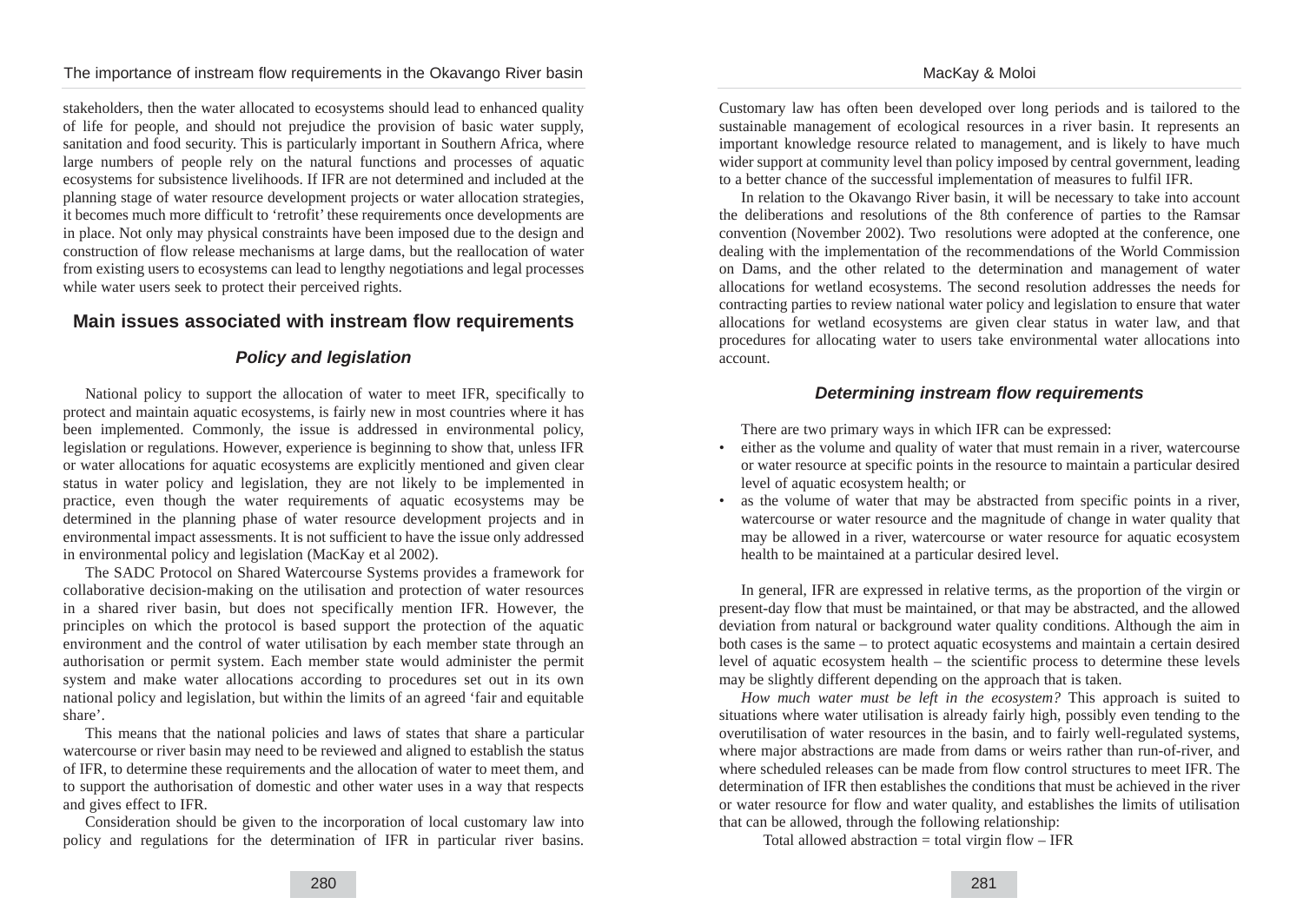stakeholders, then the water allocated to ecosystems should lead to enhanced quality of life for people, and should not prejudice the provision of basic water supply, sanitation and food security. This is particularly important in Southern Africa, where large numbers of people rely on the natural functions and processes of aquatic ecosystems for subsistence livelihoods. If IFR are not determined and included at the planning stage of water resource development projects or water allocation strategies, it becomes much more difficult to 'retrofit' these requirements once developments are in place. Not only may physical constraints have been imposed due to the design and construction of flow release mechanisms at large dams, but the reallocation of water from existing users to ecosystems can lead to lengthy negotiations and legal processes while water users seek to protect their perceived rights.

## Main issues associated with instream flow requirements

### *Policy and legislation*

National policy to support the allocation of water to meet IFR, specifically to protect and maintain aquatic ecosystems, is fairly new in most countries where it has been implemented. Commonly, the issue is addressed in environmental policy, legislation or regulations. However, experience is beginning to show that, unless IFR or water allocations for aquatic ecosystems are explicitly mentioned and given clear status in water policy and legislation, they are not likely to be implemented in practice, even though the water requirements of aquatic ecosystems may be determined in the planning phase of water resource development projects and in environmental impact assessments. It is not sufficient to have the issue only addressed in environmental policy and legislation (MacKay et al 2002).

The SADC Protocol on Shared Watercourse Systems provides a framework for collaborative decision-making on the utilisation and protection of water resources in a shared river basin, but does not specifically mention IFR. However, the principles on which the protocol is based support the protection of the aquatic environment and the control of water utilisation by each member state through an authorisation or permit system. Each member state would administer the permit system and make water allocations according to procedures set out in its own national policy and legislation, but within the limits of an agreed 'fair and equitable share'.

This means that the national policies and laws of states that share a particular watercourse or river basin may need to be reviewed and aligned to establish the status of IFR, to determine these requirements and the allocation of water to meet them, and to support the authorisation of domestic and other water uses in a way that respects and gives effect to IFR.

Consideration should be given to the incorporation of local customary law into policy and regulations for the determination of IFR in particular river basins. Customary law has often been developed over long periods and is tailored to the sustainable management of ecological resources in a river basin. It represents an important knowledge resource related to management, and is likely to have much wider support at community level than policy imposed by central government, leading to a better chance of the successful implementation of measures to fulfil IFR.

In relation to the Okavango River basin, it will be necessary to take into account the deliberations and resolutions of the 8th conference of parties to the Ramsar convention (November 2002). Two resolutions were adopted at the conference, one dealing with the implementation of the recommendations of the World Commission on Dams, and the other related to the determination and management of water allocations for wetland ecosystems. The second resolution addresses the needs for contracting parties to review national water policy and legislation to ensure that water allocations for wetland ecosystems are given clear status in water law, and that procedures for allocating water to users take environmental water allocations into account.

### *Determining instream flow requirements*

There are two primary ways in which IFR can be expressed:

- either as the volume and quality of water that must remain in a river, watercourse or water resource at specific points in the resource to maintain a particular desired level of aquatic ecosystem health; or
- as the volume of water that may be abstracted from specific points in a river, watercourse or water resource and the magnitude of change in water quality that may be allowed in a river, watercourse or water resource for aquatic ecosystem health to be maintained at a particular desired level.

In general, IFR are expressed in relative terms, as the proportion of the virgin or present-day flow that must be maintained, or that may be abstracted, and the allowed deviation from natural or background water quality conditions. Although the aim in both cases is the same – to protect aquatic ecosystems and maintain a certain desired level of aquatic ecosystem health – the scientific process to determine these levels may be slightly different depending on the approach that is taken.

*How much water must be left in the ecosystem?* This approach is suited to situations where water utilisation is already fairly high, possibly even tending to the overutilisation of water resources in the basin, and to fairly well-regulated systems, where major abstractions are made from dams or weirs rather than run-of-river, and where scheduled releases can be made from flow control structures to meet IFR. The determination of IFR then establishes the conditions that must be achieved in the river or water resource for flow and water quality, and establishes the limits of utilisation that can be allowed, through the following relationship:

Total allowed abstraction = total virgin flow – IFR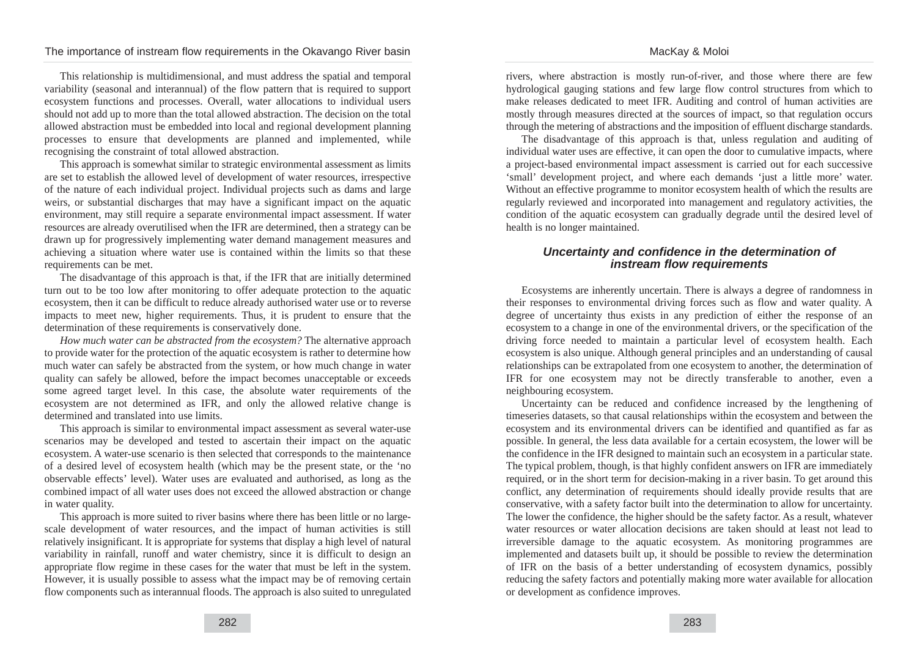This relationship is multidimensional, and must address the spatial and temporal variability (seasonal and interannual) of the flow pattern that is required to support ecosystem functions and processes. Overall, water allocations to individual users should not add up to more than the total allowed abstraction. The decision on the total allowed abstraction must be embedded into local and regional development planning processes to ensure that developments are planned and implemented, while recognising the constraint of total allowed abstraction.

This approach is somewhat similar to strategic environmental assessment as limits are set to establish the allowed level of development of water resources, irrespective of the nature of each individual project. Individual projects such as dams and large weirs, or substantial discharges that may have a significant impact on the aquatic environment, may still require a separate environmental impact assessment. If water resources are already overutilised when the IFR are determined, then a strategy can be drawn up for progressively implementing water demand management measures and achieving a situation where water use is contained within the limits so that these requirements can be met.

The disadvantage of this approach is that, if the IFR that are initially determined turn out to be too low after monitoring to offer adequate protection to the aquatic ecosystem, then it can be difficult to reduce already authorised water use or to reverse impacts to meet new, higher requirements. Thus, it is prudent to ensure that the determination of these requirements is conservatively done.

*How much water can be abstracted from the ecosystem?* The alternative approach to provide water for the protection of the aquatic ecosystem is rather to determine how much water can safely be abstracted from the system, or how much change in water quality can safely be allowed, before the impact becomes unacceptable or exceeds some agreed target level. In this case, the absolute water requirements of the ecosystem are not determined as IFR, and only the allowed relative change is determined and translated into use limits.

This approach is similar to environmental impact assessment as several water-use scenarios may be developed and tested to ascertain their impact on the aquatic ecosystem. A water-use scenario is then selected that corresponds to the maintenance of a desired level of ecosystem health (which may be the present state, or the 'no observable effects' level). Water uses are evaluated and authorised, as long as the combined impact of all water uses does not exceed the allowed abstraction or change in water quality.

This approach is more suited to river basins where there has been little or no large-scale development of water resources, and the impact of human activities is still relatively insignificant. It is appropriate for systems that display a high level of natural variability in rainfall, runoff and water chemistry, since it is difficult to design an appropriate flow regime in these cases for the water that must be left in the system. However, it is usually possible to assess what the impact may be of removing certain flow components such as interannual floods. The approach is also suited to unregulated rivers, where abstraction is mostly run-of-river, and those where there are few hydrological gauging stations and few large flow control structures from which to make releases dedicated to meet IFR. Auditing and control of human activities are mostly through measures directed at the sources of impact, so that regulation occurs through the metering of abstractions and the imposition of effluent discharge standards.

The disadvantage of this approach is that, unless regulation and auditing of individual water uses are effective, it can open the door to cumulative impacts, where a project-based environmental impact assessment is carried out for each successive 'small' development project, and where each demands 'just a little more' water. Without an effective programme to monitor ecosystem health of which the results are regularly reviewed and incorporated into management and regulatory activities, the condition of the aquatic ecosystem can gradually degrade until the desired level of health is no longer maintained.

## Uncertainty and confidence in the determination of instream flow requirements

Ecosystems are inherently uncertain. There is always a degree of randomness in their responses to environmental driving forces such as flow and water quality. A degree of uncertainty thus exists in any prediction of either the response of an ecosystem to a change in one of the environmental drivers, or the specification of the driving force needed to maintain a particular level of ecosystem health. Each ecosystem is also unique. Although general principles and an understanding of causal relationships can be extrapolated from one ecosystem to another, the determination of IFR for one ecosystem may not be directly transferable to another, even a neighbouring ecosystem.

Uncertainty can be reduced and confidence increased by the lengthening of timeseries datasets, so that causal relationships within the ecosystem and between the ecosystem and its environmental drivers can be identified and quantified as far as possible. In general, the less data available for a certain ecosystem, the lower will be the confidence in the IFR designed to maintain such an ecosystem in a particular state. The typical problem, though, is that highly confident answers on IFR are immediately required, or in the short term for decision-making in a river basin. To get around this conflict, any determination of requirements should ideally provide results that are conservative, with a safety factor built into the determination to allow for uncertainty. The lower the confidence, the higher should be the safety factor. As a result, whatever water resources or water allocation decisions are taken should at least not lead to irreversible damage to the aquatic ecosystem. As monitoring programmes are implemented and datasets built up, it should be possible to review the determination of IFR on the basis of a better understanding of ecosystem dynamics, possibly reducing the safety factors and potentially making more water available for allocation or development as confidence improves.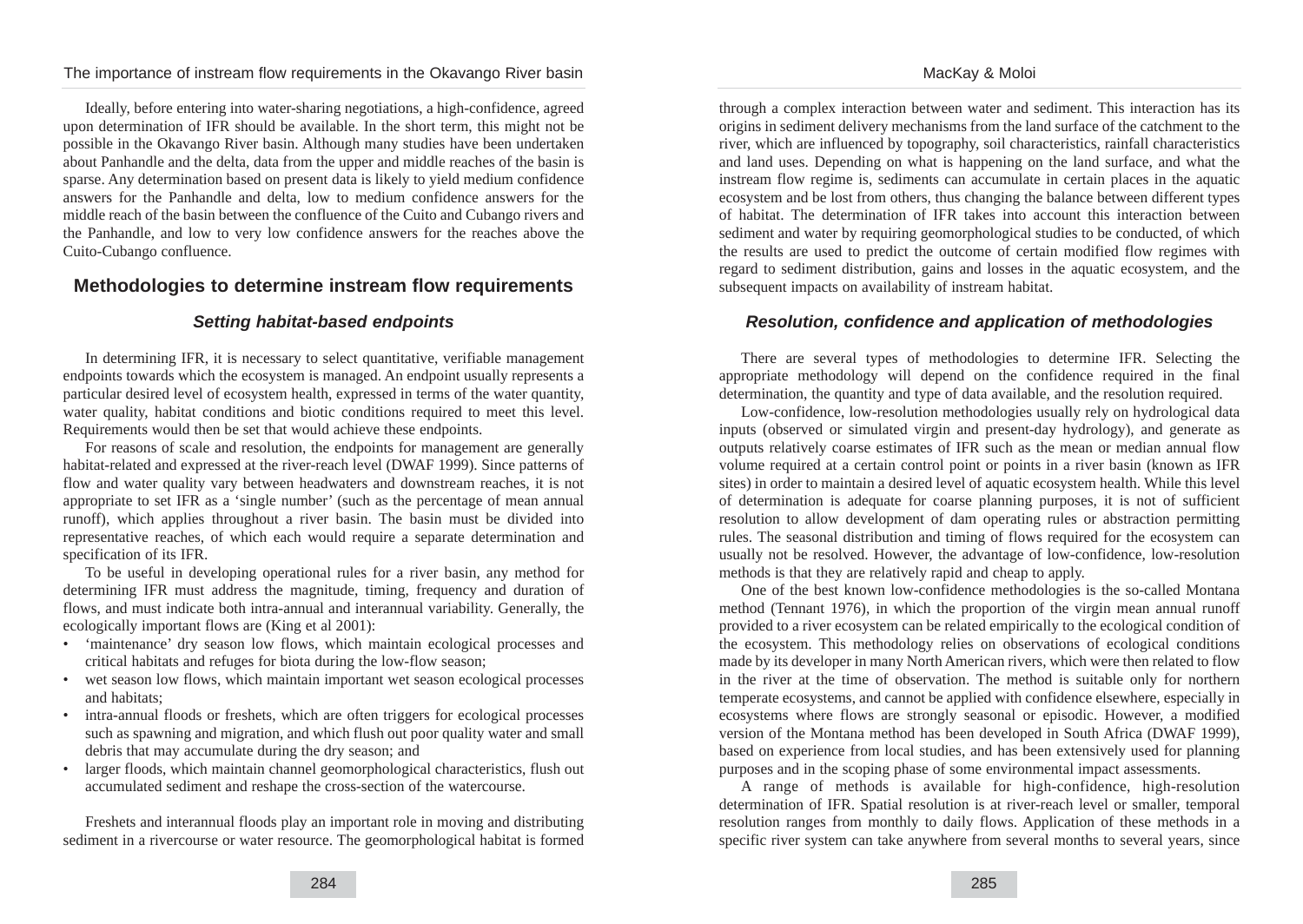Ideally, before entering into water-sharing negotiations, a high-confidence, agreed upon determination of IFR should be available. In the short term, this might not be possible in the Okavango River basin. Although many studies have been undertaken about Panhandle and the delta, data from the upper and middle reaches of the basin is sparse. Any determination based on present data is likely to yield medium confidence answers for the Panhandle and delta, low to medium confidence answers for the middle reach of the basin between the confluence of the Cuito and Cubango rivers and the Panhandle, and low to very low confidence answers for the reaches above the Cuito-Cubango confluence.

## Methodologies to determine instream flow requirements

### *Setting habitat-based endpoints*

In determining IFR, it is necessary to select quantitative, verifiable management endpoints towards which the ecosystem is managed. An endpoint usually represents a particular desired level of ecosystem health, expressed in terms of the water quantity, water quality, habitat conditions and biotic conditions required to meet this level. Requirements would then be set that would achieve these endpoints.

For reasons of scale and resolution, the endpoints for management are generally habitat-related and expressed at the river-reach level (DWAF 1999). Since patterns of flow and water quality vary between headwaters and downstream reaches, it is not appropriate to set IFR as a 'single number' (such as the percentage of mean annual runoff), which applies throughout a river basin. The basin must be divided into representative reaches, of which each would require a separate determination and specification of its IFR.

To be useful in developing operational rules for a river basin, any method for determining IFR must address the magnitude, timing, frequency and duration of flows, and must indicate both intra-annual and interannual variability. Generally, the ecologically important flows are (King et al 2001):

- 'maintenance' dry season low flows, which maintain ecological processes and critical habitats and refuges for biota during the low-flow season;
- wet season low flows, which maintain important wet season ecological processes and habitats;
- intra-annual floods or freshets, which are often triggers for ecological processes such as spawning and migration, and which flush out poor quality water and small debris that may accumulate during the dry season; and
- larger floods, which maintain channel geomorphological characteristics, flush out accumulated sediment and reshape the cross-section of the watercourse.

Freshets and interannual floods play an important role in moving and distributing sediment in a rivercourse or water resource. The geomorphological habitat is formed through a complex interaction between water and sediment. This interaction has its origins in sediment delivery mechanisms from the land surface of the catchment to the river, which are influenced by topography, soil characteristics, rainfall characteristics and land uses. Depending on what is happening on the land surface, and what the instream flow regime is, sediments can accumulate in certain places in the aquatic ecosystem and be lost from others, thus changing the balance between different types of habitat. The determination of IFR takes into account this interaction between sediment and water by requiring geomorphological studies to be conducted, of which the results are used to predict the outcome of certain modified flow regimes with regard to sediment distribution, gains and losses in the aquatic ecosystem, and the subsequent impacts on availability of instream habitat.

### *Resolution, confidence and application of methodologies*

There are several types of methodologies to determine IFR. Selecting the appropriate methodology will depend on the confidence required in the final determination, the quantity and type of data available, and the resolution required.

Low-confidence, low-resolution methodologies usually rely on hydrological data inputs (observed or simulated virgin and present-day hydrology), and generate as outputs relatively coarse estimates of IFR such as the mean or median annual flow volume required at a certain control point or points in a river basin (known as IFR sites) in order to maintain a desired level of aquatic ecosystem health. While this level of determination is adequate for coarse planning purposes, it is not of sufficient resolution to allow development of dam operating rules or abstraction permitting rules. The seasonal distribution and timing of flows required for the ecosystem can usually not be resolved. However, the advantage of low-confidence, low-resolution methods is that they are relatively rapid and cheap to apply.

One of the best known low-confidence methodologies is the so-called Montana method (Tennant 1976), in which the proportion of the virgin mean annual runoff provided to a river ecosystem can be related empirically to the ecological condition of the ecosystem. This methodology relies on observations of ecological conditions made by its developer in many North American rivers, which were then related to flow in the river at the time of observation. The method is suitable only for northern temperate ecosystems, and cannot be applied with confidence elsewhere, especially in ecosystems where flows are strongly seasonal or episodic. However, a modified version of the Montana method has been developed in South Africa (DWAF 1999), based on experience from local studies, and has been extensively used for planning purposes and in the scoping phase of some environmental impact assessments.

A range of methods is available for high-confidence, high-resolution determination of IFR. Spatial resolution is at river-reach level or smaller, temporal resolution ranges from monthly to daily flows. Application of these methods in a specific river system can take anywhere from several months to several years, since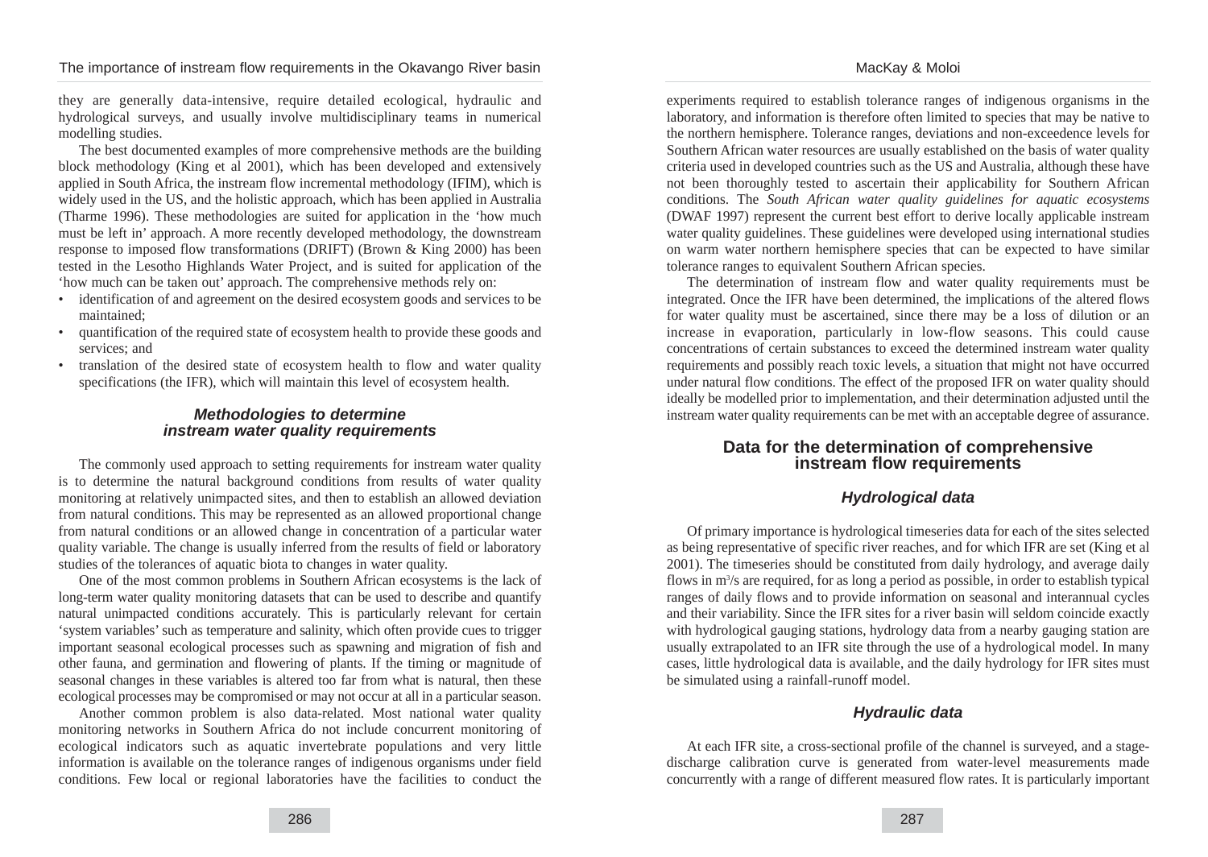they are generally data-intensive, require detailed ecological, hydraulic and hydrological surveys, and usually involve multidisciplinary teams in numerical modelling studies.

The best documented examples of more comprehensive methods are the building block methodology (King et al 2001), which has been developed and extensively applied in South Africa, the instream flow incremental methodology (IFIM), which is widely used in the US, and the holistic approach, which has been applied in Australia (Tharme 1996). These methodologies are suited for application in the 'how much must be left in' approach. A more recently developed methodology, the downstream response to imposed flow transformations (DRIFT) (Brown & King 2000) has been tested in the Lesotho Highlands Water Project, and is suited for application of the 'how much can be taken out' approach. The comprehensive methods rely on:

- identification of and agreement on the desired ecosystem goods and services to be maintained;
- quantification of the required state of ecosystem health to provide these goods and services; and
- translation of the desired state of ecosystem health to flow and water quality specifications (the IFR), which will maintain this level of ecosystem health.

### *Methodologies to determine instream water quality requirements*

The commonly used approach to setting requirements for instream water quality is to determine the natural background conditions from results of water quality monitoring at relatively unimpacted sites, and then to establish an allowed deviation from natural conditions. This may be represented as an allowed proportional change from natural conditions or an allowed change in concentration of a particular water quality variable. The change is usually inferred from the results of field or laboratory studies of the tolerances of aquatic biota to changes in water quality.

One of the most common problems in Southern African ecosystems is the lack of long-term water quality monitoring datasets that can be used to describe and quantify natural unimpacted conditions accurately. This is particularly relevant for certain 'system variables' such as temperature and salinity, which often provide cues to trigger important seasonal ecological processes such as spawning and migration of fish and other fauna, and germination and flowering of plants. If the timing or magnitude of seasonal changes in these variables is altered too far from what is natural, then these ecological processes may be compromised or may not occur at all in a particular season.

Another common problem is also data-related. Most national water quality monitoring networks in Southern Africa do not include concurrent monitoring of ecological indicators such as aquatic invertebrate populations and very little information is available on the tolerance ranges of indigenous organisms under field conditions. Few local or regional laboratories have the facilities to conduct the experiments required to establish tolerance ranges of indigenous organisms in the laboratory, and information is therefore often limited to species that may be native to the northern hemisphere. Tolerance ranges, deviations and non-exceedence levels for Southern African water resources are usually established on the basis of water quality criteria used in developed countries such as the US and Australia, although these have not been thoroughly tested to ascertain their applicability for Southern African conditions. The *South African water quality guidelines for aquatic ecosystems* (DWAF 1997) represent the current best effort to derive locally applicable instream water quality guidelines. These guidelines were developed using international studies on warm water northern hemisphere species that can be expected to have similar tolerance ranges to equivalent Southern African species.

The determination of instream flow and water quality requirements must be integrated. Once the IFR have been determined, the implications of the altered flows for water quality must be ascertained, since there may be a loss of dilution or an increase in evaporation, particularly in low-flow seasons. This could cause concentrations of certain substances to exceed the determined instream water quality requirements and possibly reach toxic levels, a situation that might not have occurred under natural flow conditions. The effect of the proposed IFR on water quality should ideally be modelled prior to implementation, and their determination adjusted until the instream water quality requirements can be met with an acceptable degree of assurance.

## Data for the determination of comprehensive instream flow requirements

### *Hydrological data*

Of primary importance is hydrological timeseries data for each of the sites selected as being representative of specific river reaches, and for which IFR are set (King et al 2001). The timeseries should be constituted from daily hydrology, and average daily flows in $m^3/s$ are required, for as long a period as possible, in order to establish typical ranges of daily flows and to provide information on seasonal and interannual cycles and their variability. Since the IFR sites for a river basin will seldom coincide exactly with hydrological gauging stations, hydrology data from a nearby gauging station are usually extrapolated to an IFR site through the use of a hydrological model. In many cases, little hydrological data is available, and the daily hydrology for IFR sites must be simulated using a rainfall-runoff model.

### *Hydraulic data*

At each IFR site, a cross-sectional profile of the channel is surveyed, and a stage-discharge calibration curve is generated from water-level measurements made concurrently with a range of different measured flow rates. It is particularly important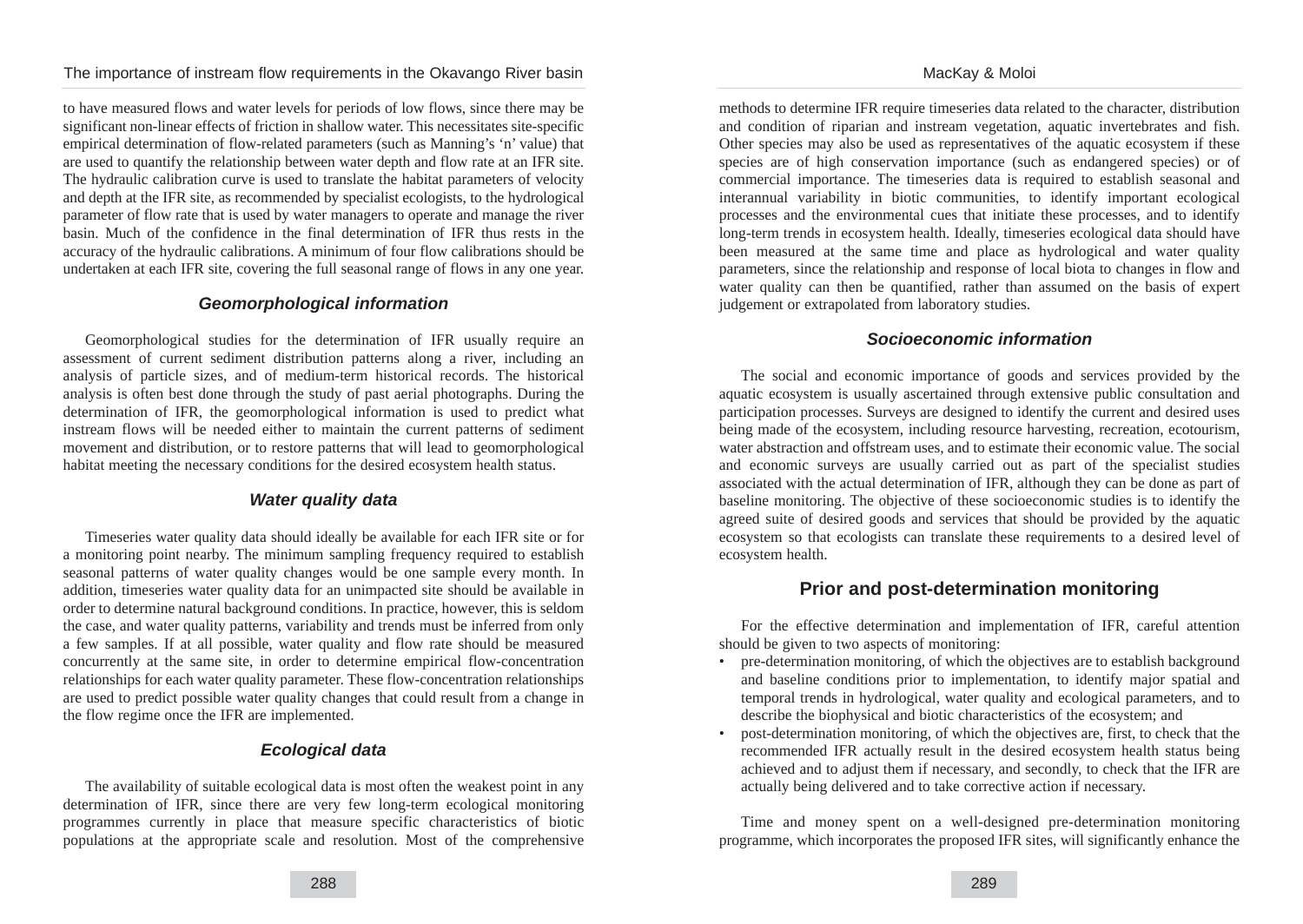to have measured flows and water levels for periods of low flows, since there may be significant non-linear effects of friction in shallow water. This necessitates site-specific empirical determination of flow-related parameters (such as Manning's 'n' value) that are used to quantify the relationship between water depth and flow rate at an IFR site. The hydraulic calibration curve is used to translate the habitat parameters of velocity and depth at the IFR site, as recommended by specialist ecologists, to the hydrological parameter of flow rate that is used by water managers to operate and manage the river basin. Much of the confidence in the final determination of IFR thus rests in the accuracy of the hydraulic calibrations. A minimum of four flow calibrations should be undertaken at each IFR site, covering the full seasonal range of flows in any one year.

### *Geomorphological information*

Geomorphological studies for the determination of IFR usually require an assessment of current sediment distribution patterns along a river, including an analysis of particle sizes, and of medium-term historical records. The historical analysis is often best done through the study of past aerial photographs. During the determination of IFR, the geomorphological information is used to predict what instream flows will be needed either to maintain the current patterns of sediment movement and distribution, or to restore patterns that will lead to geomorphological habitat meeting the necessary conditions for the desired ecosystem health status.

### *Water quality data*

Timeseries water quality data should ideally be available for each IFR site or for a monitoring point nearby. The minimum sampling frequency required to establish seasonal patterns of water quality changes would be one sample every month. In addition, timeseries water quality data for an unimpacted site should be available in order to determine natural background conditions. In practice, however, this is seldom the case, and water quality patterns, variability and trends must be inferred from only a few samples. If at all possible, water quality and flow rate should be measured concurrently at the same site, in order to determine empirical flow-concentration relationships for each water quality parameter. These flow-concentration relationships are used to predict possible water quality changes that could result from a change in the flow regime once the IFR are implemented.

### *Ecological data*

The availability of suitable ecological data is most often the weakest point in any determination of IFR, since there are very few long-term ecological monitoring programmes currently in place that measure specific characteristics of biotic populations at the appropriate scale and resolution. Most of the comprehensive methods to determine IFR require timeseries data related to the character, distribution and condition of riparian and instream vegetation, aquatic invertebrates and fish. Other species may also be used as representatives of the aquatic ecosystem if these species are of high conservation importance (such as endangered species) or of commercial importance. The timeseries data is required to establish seasonal and interannual variability in biotic communities, to identify important ecological processes and the environmental cues that initiate these processes, and to identify long-term trends in ecosystem health. Ideally, timeseries ecological data should have been measured at the same time and place as hydrological and water quality parameters, since the relationship and response of local biota to changes in flow and water quality can then be quantified, rather than assumed on the basis of expert judgement or extrapolated from laboratory studies.

### *Socioeconomic information*

The social and economic importance of goods and services provided by the aquatic ecosystem is usually ascertained through extensive public consultation and participation processes. Surveys are designed to identify the current and desired uses being made of the ecosystem, including resource harvesting, recreation, ecotourism, water abstraction and offstream uses, and to estimate their economic value. The social and economic surveys are usually carried out as part of the specialist studies associated with the actual determination of IFR, although they can be done as part of baseline monitoring. The objective of these socioeconomic studies is to identify the agreed suite of desired goods and services that should be provided by the aquatic ecosystem so that ecologists can translate these requirements to a desired level of ecosystem health.

## Prior and post-determination monitoring

For the effective determination and implementation of IFR, careful attention should be given to two aspects of monitoring:

- pre-determination monitoring, of which the objectives are to establish background and baseline conditions prior to implementation, to identify major spatial and temporal trends in hydrological, water quality and ecological parameters, and to describe the biophysical and biotic characteristics of the ecosystem; and
- post-determination monitoring, of which the objectives are, first, to check that the recommended IFR actually result in the desired ecosystem health status being achieved and to adjust them if necessary, and secondly, to check that the IFR are actually being delivered and to take corrective action if necessary.

Time and money spent on a well-designed pre-determination monitoring programme, which incorporates the proposed IFR sites, will significantly enhance the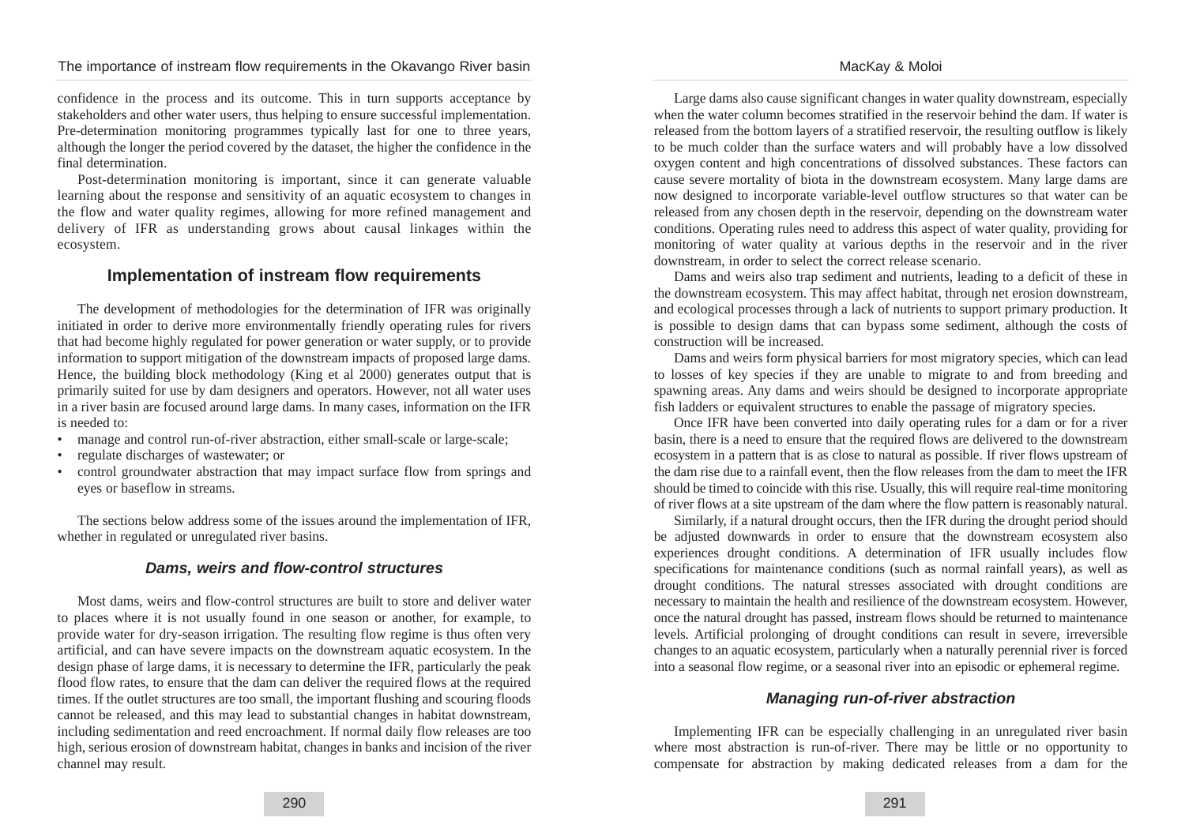confidence in the process and its outcome. This in turn supports acceptance by stakeholders and other water users, thus helping to ensure successful implementation. Pre-determination monitoring programmes typically last for one to three years, although the longer the period covered by the dataset, the higher the confidence in the final determination.

Post-determination monitoring is important, since it can generate valuable learning about the response and sensitivity of an aquatic ecosystem to changes in the flow and water quality regimes, allowing for more refined management and delivery of IFR as understanding grows about causal linkages within the ecosystem.

## Implementation of instream flow requirements

The development of methodologies for the determination of IFR was originally initiated in order to derive more environmentally friendly operating rules for rivers that had become highly regulated for power generation or water supply, or to provide information to support mitigation of the downstream impacts of proposed large dams. Hence, the building block methodology (King et al 2000) generates output that is primarily suited for use by dam designers and operators. However, not all water uses in a river basin are focused around large dams. In many cases, information on the IFR is needed to:

- manage and control run-of-river abstraction, either small-scale or large-scale;
- regulate discharges of wastewater; or
- control groundwater abstraction that may impact surface flow from springs and eyes or baseflow in streams.

The sections below address some of the issues around the implementation of IFR, whether in regulated or unregulated river basins.

### *Dams, weirs and flow-control structures*

Most dams, weirs and flow-control structures are built to store and deliver water to places where it is not usually found in one season or another, for example, to provide water for dry-season irrigation. The resulting flow regime is thus often very artificial, and can have severe impacts on the downstream aquatic ecosystem. In the design phase of large dams, it is necessary to determine the IFR, particularly the peak flood flow rates, to ensure that the dam can deliver the required flows at the required times. If the outlet structures are too small, the important flushing and scouring floods cannot be released, and this may lead to substantial changes in habitat downstream, including sedimentation and reed encroachment. If normal daily flow releases are too high, serious erosion of downstream habitat, changes in banks and incision of the river channel may result.

Large dams also cause significant changes in water quality downstream, especially when the water column becomes stratified in the reservoir behind the dam. If water is released from the bottom layers of a stratified reservoir, the resulting outflow is likely to be much colder than the surface waters and will probably have a low dissolved oxygen content and high concentrations of dissolved substances. These factors can cause severe mortality of biota in the downstream ecosystem. Many large dams are now designed to incorporate variable-level outflow structures so that water can be released from any chosen depth in the reservoir, depending on the downstream water conditions. Operating rules need to address this aspect of water quality, providing for monitoring of water quality at various depths in the reservoir and in the river downstream, in order to select the correct release scenario.

Dams and weirs also trap sediment and nutrients, leading to a deficit of these in the downstream ecosystem. This may affect habitat, through net erosion downstream, and ecological processes through a lack of nutrients to support primary production. It is possible to design dams that can bypass some sediment, although the costs of construction will be increased.

Dams and weirs form physical barriers for most migratory species, which can lead to losses of key species if they are unable to migrate to and from breeding and spawning areas. Any dams and weirs should be designed to incorporate appropriate fish ladders or equivalent structures to enable the passage of migratory species.

Once IFR have been converted into daily operating rules for a dam or for a river basin, there is a need to ensure that the required flows are delivered to the downstream ecosystem in a pattern that is as close to natural as possible. If river flows upstream of the dam rise due to a rainfall event, then the flow releases from the dam to meet the IFR should be timed to coincide with this rise. Usually, this will require real-time monitoring of river flows at a site upstream of the dam where the flow pattern is reasonably natural.

Similarly, if a natural drought occurs, then the IFR during the drought period should be adjusted downwards in order to ensure that the downstream ecosystem also experiences drought conditions. A determination of IFR usually includes flow specifications for maintenance conditions (such as normal rainfall years), as well as drought conditions. The natural stresses associated with drought conditions are necessary to maintain the health and resilience of the downstream ecosystem. However, once the natural drought has passed, instream flows should be returned to maintenance levels. Artificial prolonging of drought conditions can result in severe, irreversible changes to an aquatic ecosystem, particularly when a naturally perennial river is forced into a seasonal flow regime, or a seasonal river into an episodic or ephemeral regime.

### *Managing run-of-river abstraction*

Implementing IFR can be especially challenging in an unregulated river basin where most abstraction is run-of-river. There may be little or no opportunity to compensate for abstraction by making dedicated releases from a dam for the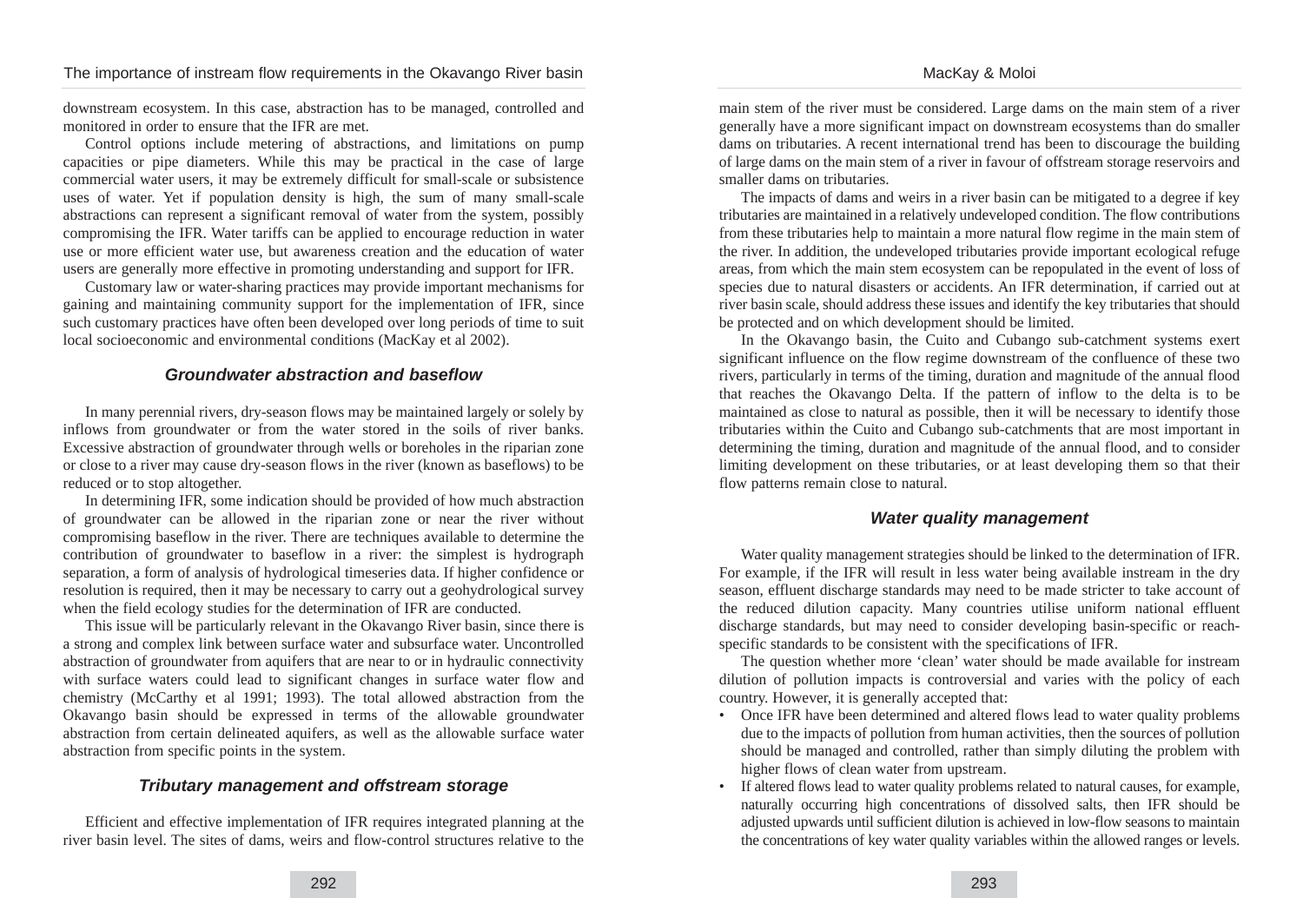downstream ecosystem. In this case, abstraction has to be managed, controlled and monitored in order to ensure that the IFR are met.

Control options include metering of abstractions, and limitations on pump capacities or pipe diameters. While this may be practical in the case of large commercial water users, it may be extremely difficult for small-scale or subsistence uses of water. Yet if population density is high, the sum of many small-scale abstractions can represent a significant removal of water from the system, possibly compromising the IFR. Water tariffs can be applied to encourage reduction in water use or more efficient water use, but awareness creation and the education of water users are generally more effective in promoting understanding and support for IFR.

Customary law or water-sharing practices may provide important mechanisms for gaining and maintaining community support for the implementation of IFR, since such customary practices have often been developed over long periods of time to suit local socioeconomic and environmental conditions (MacKay et al 2002).

### *Groundwater abstraction and baseflow*

In many perennial rivers, dry-season flows may be maintained largely or solely by inflows from groundwater or from the water stored in the soils of river banks. Excessive abstraction of groundwater through wells or boreholes in the riparian zone or close to a river may cause dry-season flows in the river (known as baseflows) to be reduced or to stop altogether.

In determining IFR, some indication should be provided of how much abstraction of groundwater can be allowed in the riparian zone or near the river without compromising baseflow in the river. There are techniques available to determine the contribution of groundwater to baseflow in a river: the simplest is hydrograph separation, a form of analysis of hydrological timeseries data. If higher confidence or resolution is required, then it may be necessary to carry out a geohydrological survey when the field ecology studies for the determination of IFR are conducted.

This issue will be particularly relevant in the Okavango River basin, since there is a strong and complex link between surface water and subsurface water. Uncontrolled abstraction of groundwater from aquifers that are near to or in hydraulic connectivity with surface waters could lead to significant changes in surface water flow and chemistry (McCarthy et al 1991; 1993). The total allowed abstraction from the Okavango basin should be expressed in terms of the allowable groundwater abstraction from certain delineated aquifers, as well as the allowable surface water abstraction from specific points in the system.

### *Tributary management and offstream storage*

Efficient and effective implementation of IFR requires integrated planning at the river basin level. The sites of dams, weirs and flow-control structures relative to the main stem of the river must be considered. Large dams on the main stem of a river generally have a more significant impact on downstream ecosystems than do smaller dams on tributaries. A recent international trend has been to discourage the building of large dams on the main stem of a river in favour of offstream storage reservoirs and smaller dams on tributaries.

The impacts of dams and weirs in a river basin can be mitigated to a degree if key tributaries are maintained in a relatively undeveloped condition. The flow contributions from these tributaries help to maintain a more natural flow regime in the main stem of the river. In addition, the undeveloped tributaries provide important ecological refuge areas, from which the main stem ecosystem can be repopulated in the event of loss of species due to natural disasters or accidents. An IFR determination, if carried out at river basin scale, should address these issues and identify the key tributaries that should be protected and on which development should be limited.

In the Okavango basin, the Cuito and Cubango sub-catchment systems exert significant influence on the flow regime downstream of the confluence of these two rivers, particularly in terms of the timing, duration and magnitude of the annual flood that reaches the Okavango Delta. If the pattern of inflow to the delta is to be maintained as close to natural as possible, then it will be necessary to identify those tributaries within the Cuito and Cubango sub-catchments that are most important in determining the timing, duration and magnitude of the annual flood, and to consider limiting development on these tributaries, or at least developing them so that their flow patterns remain close to natural.

### *Water quality management*

Water quality management strategies should be linked to the determination of IFR. For example, if the IFR will result in less water being available instream in the dry season, effluent discharge standards may need to be made stricter to take account of the reduced dilution capacity. Many countries utilise uniform national effluent discharge standards, but may need to consider developing basin-specific or reach-specific standards to be consistent with the specifications of IFR.

The question whether more 'clean' water should be made available for instream dilution of pollution impacts is controversial and varies with the policy of each country. However, it is generally accepted that:

- Once IFR have been determined and altered flows lead to water quality problems due to the impacts of pollution from human activities, then the sources of pollution should be managed and controlled, rather than simply diluting the problem with higher flows of clean water from upstream.
- If altered flows lead to water quality problems related to natural causes, for example, naturally occurring high concentrations of dissolved salts, then IFR should be adjusted upwards until sufficient dilution is achieved in low-flow seasons to maintain the concentrations of key water quality variables within the allowed ranges or levels.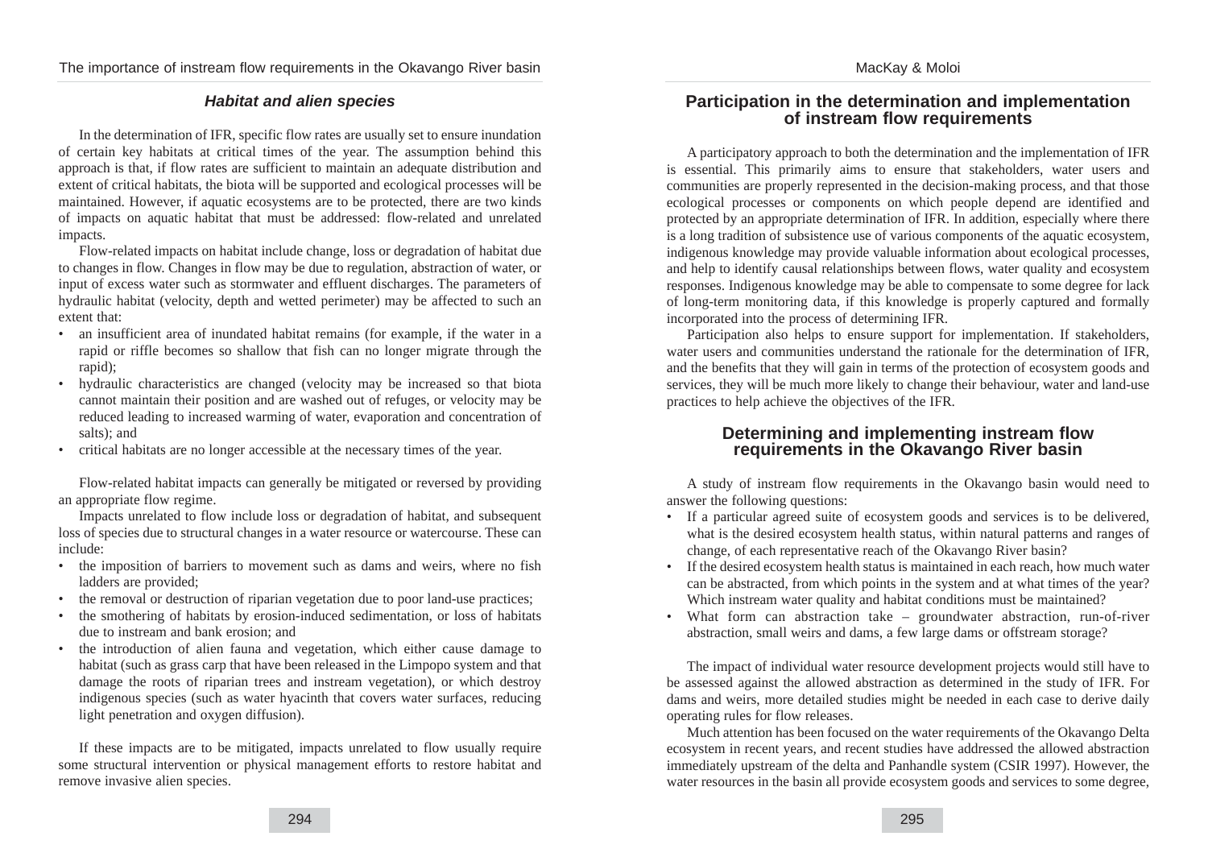### *Habitat and alien species*

In the determination of IFR, specific flow rates are usually set to ensure inundation of certain key habitats at critical times of the year. The assumption behind this approach is that, if flow rates are sufficient to maintain an adequate distribution and extent of critical habitats, the biota will be supported and ecological processes will be maintained. However, if aquatic ecosystems are to be protected, there are two kinds of impacts on aquatic habitat that must be addressed: flow-related and unrelated impacts.

Flow-related impacts on habitat include change, loss or degradation of habitat due to changes in flow. Changes in flow may be due to regulation, abstraction of water, or input of excess water such as stormwater and effluent discharges. The parameters of hydraulic habitat (velocity, depth and wetted perimeter) may be affected to such an extent that:

- an insufficient area of inundated habitat remains (for example, if the water in a rapid or riffle becomes so shallow that fish can no longer migrate through the rapid);
- hydraulic characteristics are changed (velocity may be increased so that biota cannot maintain their position and are washed out of refuges, or velocity may be reduced leading to increased warming of water, evaporation and concentration of salts); and
- critical habitats are no longer accessible at the necessary times of the year.

Flow-related habitat impacts can generally be mitigated or reversed by providing an appropriate flow regime.

Impacts unrelated to flow include loss or degradation of habitat, and subsequent loss of species due to structural changes in a water resource or watercourse. These can include:

- the imposition of barriers to movement such as dams and weirs, where no fish ladders are provided;
- the removal or destruction of riparian vegetation due to poor land-use practices;
- the smothering of habitats by erosion-induced sedimentation, or loss of habitats due to instream and bank erosion; and
- the introduction of alien fauna and vegetation, which either cause damage to habitat (such as grass carp that have been released in the Limpopo system and that damage the roots of riparian trees and instream vegetation), or which destroy indigenous species (such as water hyacinth that covers water surfaces, reducing light penetration and oxygen diffusion).

If these impacts are to be mitigated, impacts unrelated to flow usually require some structural intervention or physical management efforts to restore habitat and remove invasive alien species.

## Participation in the determination and implementation of instream flow requirements

A participatory approach to both the determination and the implementation of IFR is essential. This primarily aims to ensure that stakeholders, water users and communities are properly represented in the decision-making process, and that those ecological processes or components on which people depend are identified and protected by an appropriate determination of IFR. In addition, especially where there is a long tradition of subsistence use of various components of the aquatic ecosystem, indigenous knowledge may provide valuable information about ecological processes, and help to identify causal relationships between flows, water quality and ecosystem responses. Indigenous knowledge may be able to compensate to some degree for lack of long-term monitoring data, if this knowledge is properly captured and formally incorporated into the process of determining IFR.

Participation also helps to ensure support for implementation. If stakeholders, water users and communities understand the rationale for the determination of IFR, and the benefits that they will gain in terms of the protection of ecosystem goods and services, they will be much more likely to change their behaviour, water and land-use practices to help achieve the objectives of the IFR.

## Determining and implementing instream flow requirements in the Okavango River basin

A study of instream flow requirements in the Okavango basin would need to answer the following questions:

- If a particular agreed suite of ecosystem goods and services is to be delivered, what is the desired ecosystem health status, within natural patterns and ranges of change, of each representative reach of the Okavango River basin?
- If the desired ecosystem health status is maintained in each reach, how much water can be abstracted, from which points in the system and at what times of the year? Which instream water quality and habitat conditions must be maintained?
- What form can abstraction take – groundwater abstraction, run-of-river abstraction, small weirs and dams, a few large dams or offstream storage?

The impact of individual water resource development projects would still have to be assessed against the allowed abstraction as determined in the study of IFR. For dams and weirs, more detailed studies might be needed in each case to derive daily operating rules for flow releases.

Much attention has been focused on the water requirements of the Okavango Delta ecosystem in recent years, and recent studies have addressed the allowed abstraction immediately upstream of the delta and Panhandle system (CSIR 1997). However, the water resources in the basin all provide ecosystem goods and services to some degree,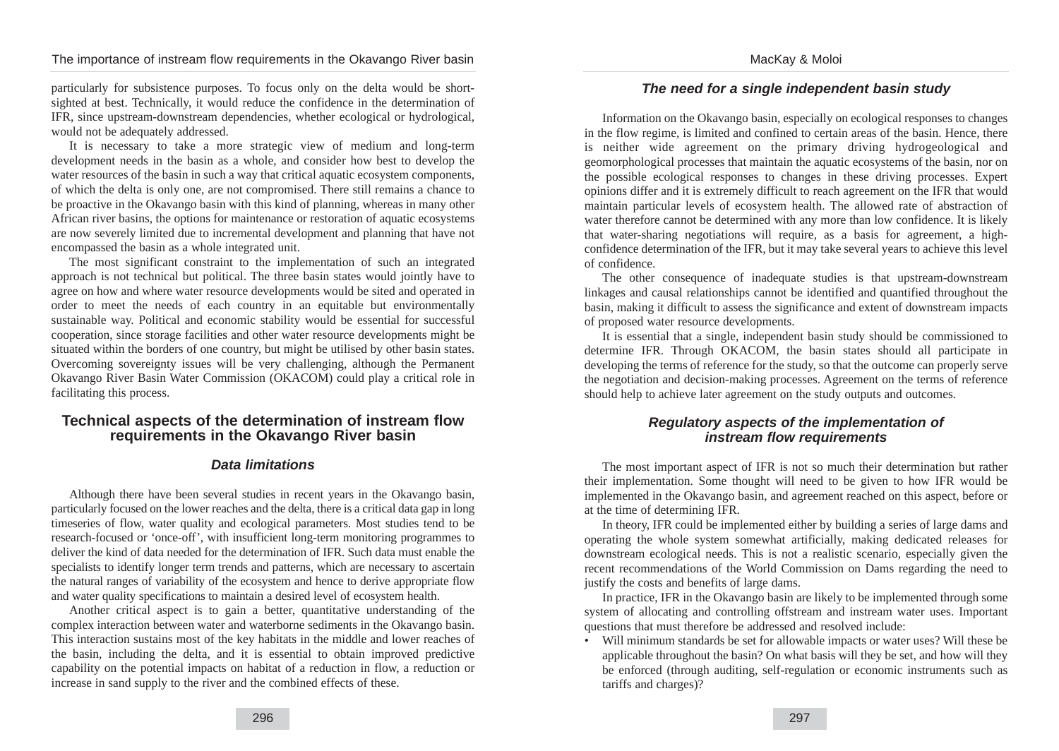particularly for subsistence purposes. To focus only on the delta would be short-sighted at best. Technically, it would reduce the confidence in the determination of IFR, since upstream-downstream dependencies, whether ecological or hydrological, would not be adequately addressed.

It is necessary to take a more strategic view of medium and long-term development needs in the basin as a whole, and consider how best to develop the water resources of the basin in such a way that critical aquatic ecosystem components, of which the delta is only one, are not compromised. There still remains a chance to be proactive in the Okavango basin with this kind of planning, whereas in many other African river basins, the options for maintenance or restoration of aquatic ecosystems are now severely limited due to incremental development and planning that have not encompassed the basin as a whole integrated unit.

The most significant constraint to the implementation of such an integrated approach is not technical but political. The three basin states would jointly have to agree on how and where water resource developments would be sited and operated in order to meet the needs of each country in an equitable but environmentally sustainable way. Political and economic stability would be essential for successful cooperation, since storage facilities and other water resource developments might be situated within the borders of one country, but might be utilised by other basin states. Overcoming sovereignty issues will be very challenging, although the Permanent Okavango River Basin Water Commission (OKACOM) could play a critical role in facilitating this process.

## Technical aspects of the determination of instream flow requirements in the Okavango River basin

### *Data limitations*

Although there have been several studies in recent years in the Okavango basin, particularly focused on the lower reaches and the delta, there is a critical data gap in long timeseries of flow, water quality and ecological parameters. Most studies tend to be research-focused or 'once-off', with insufficient long-term monitoring programmes to deliver the kind of data needed for the determination of IFR. Such data must enable the specialists to identify longer term trends and patterns, which are necessary to ascertain the natural ranges of variability of the ecosystem and hence to derive appropriate flow and water quality specifications to maintain a desired level of ecosystem health.

Another critical aspect is to gain a better, quantitative understanding of the complex interaction between water and waterborne sediments in the Okavango basin. This interaction sustains most of the key habitats in the middle and lower reaches of the basin, including the delta, and it is essential to obtain improved predictive capability on the potential impacts on habitat of a reduction in flow, a reduction or increase in sand supply to the river and the combined effects of these.

### *The need for a single independent basin study*

Information on the Okavango basin, especially on ecological responses to changes in the flow regime, is limited and confined to certain areas of the basin. Hence, there is neither wide agreement on the primary driving hydrogeological and geomorphological processes that maintain the aquatic ecosystems of the basin, nor on the possible ecological responses to changes in these driving processes. Expert opinions differ and it is extremely difficult to reach agreement on the IFR that would maintain particular levels of ecosystem health. The allowed rate of abstraction of water therefore cannot be determined with any more than low confidence. It is likely that water-sharing negotiations will require, as a basis for agreement, a high-confidence determination of the IFR, but it may take several years to achieve this level of confidence.

The other consequence of inadequate studies is that upstream-downstream linkages and causal relationships cannot be identified and quantified throughout the basin, making it difficult to assess the significance and extent of downstream impacts of proposed water resource developments.

It is essential that a single, independent basin study should be commissioned to determine IFR. Through OKACOM, the basin states should all participate in developing the terms of reference for the study, so that the outcome can properly serve the negotiation and decision-making processes. Agreement on the terms of reference should help to achieve later agreement on the study outputs and outcomes.

### *Regulatory aspects of the implementation of instream flow requirements*

The most important aspect of IFR is not so much their determination but rather their implementation. Some thought will need to be given to how IFR would be implemented in the Okavango basin, and agreement reached on this aspect, before or at the time of determining IFR.

In theory, IFR could be implemented either by building a series of large dams and operating the whole system somewhat artificially, making dedicated releases for downstream ecological needs. This is not a realistic scenario, especially given the recent recommendations of the World Commission on Dams regarding the need to justify the costs and benefits of large dams.

In practice, IFR in the Okavango basin are likely to be implemented through some system of allocating and controlling offstream and instream water uses. Important questions that must therefore be addressed and resolved include:

- Will minimum standards be set for allowable impacts or water uses? Will these be applicable throughout the basin? On what basis will they be set, and how will they be enforced (through auditing, self-regulation or economic instruments such as tariffs and charges)?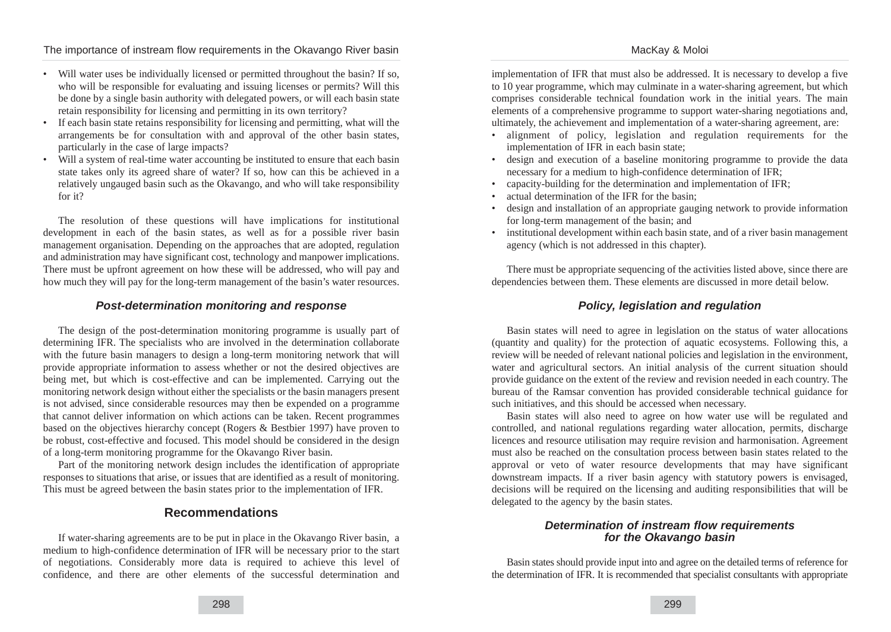- Will water uses be individually licensed or permitted throughout the basin? If so, who will be responsible for evaluating and issuing licenses or permits? Will this be done by a single basin authority with delegated powers, or will each basin state retain responsibility for licensing and permitting in its own territory?
- If each basin state retains responsibility for licensing and permitting, what will the arrangements be for consultation with and approval of the other basin states, particularly in the case of large impacts?
- Will a system of real-time water accounting be instituted to ensure that each basin state takes only its agreed share of water? If so, how can this be achieved in a relatively ungauged basin such as the Okavango, and who will take responsibility for it?

The resolution of these questions will have implications for institutional development in each of the basin states, as well as for a possible river basin management organisation. Depending on the approaches that are adopted, regulation and administration may have significant cost, technology and manpower implications. There must be upfront agreement on how these will be addressed, who will pay and how much they will pay for the long-term management of the basin's water resources.

### *Post-determination monitoring and response*

The design of the post-determination monitoring programme is usually part of determining IFR. The specialists who are involved in the determination collaborate with the future basin managers to design a long-term monitoring network that will provide appropriate information to assess whether or not the desired objectives are being met, but which is cost-effective and can be implemented. Carrying out the monitoring network design without either the specialists or the basin managers present is not advised, since considerable resources may then be expended on a programme that cannot deliver information on which actions can be taken. Recent programmes based on the objectives hierarchy concept (Rogers & Bestbier 1997) have proven to be robust, cost-effective and focused. This model should be considered in the design of a long-term monitoring programme for the Okavango River basin.

Part of the monitoring network design includes the identification of appropriate responses to situations that arise, or issues that are identified as a result of monitoring. This must be agreed between the basin states prior to the implementation of IFR.

## Recommendations

If water-sharing agreements are to be put in place in the Okavango River basin, a medium to high-confidence determination of IFR will be necessary prior to the start of negotiations. Considerably more data is required to achieve this level of confidence, and there are other elements of the successful determination and implementation of IFR that must also be addressed. It is necessary to develop a five to 10 year programme, which may culminate in a water-sharing agreement, but which comprises considerable technical foundation work in the initial years. The main elements of a comprehensive programme to support water-sharing negotiations and, ultimately, the achievement and implementation of a water-sharing agreement, are:

- alignment of policy, legislation and regulation requirements for the implementation of IFR in each basin state;
- design and execution of a baseline monitoring programme to provide the data necessary for a medium to high-confidence determination of IFR;
- capacity-building for the determination and implementation of IFR;
- actual determination of the IFR for the basin;
- design and installation of an appropriate gauging network to provide information for long-term management of the basin; and
- institutional development within each basin state, and of a river basin management agency (which is not addressed in this chapter).

There must be appropriate sequencing of the activities listed above, since there are dependencies between them. These elements are discussed in more detail below.

### *Policy, legislation and regulation*

Basin states will need to agree in legislation on the status of water allocations (quantity and quality) for the protection of aquatic ecosystems. Following this, a review will be needed of relevant national policies and legislation in the environment, water and agricultural sectors. An initial analysis of the current situation should provide guidance on the extent of the review and revision needed in each country. The bureau of the Ramsar convention has provided considerable technical guidance for such initiatives, and this should be accessed when necessary.

Basin states will also need to agree on how water use will be regulated and controlled, and national regulations regarding water allocation, permits, discharge licences and resource utilisation may require revision and harmonisation. Agreement must also be reached on the consultation process between basin states related to the approval or veto of water resource developments that may have significant downstream impacts. If a river basin agency with statutory powers is envisaged, decisions will be required on the licensing and auditing responsibilities that will be delegated to the agency by the basin states.

### *Determination of instream flow requirements for the Okavango basin*

Basin states should provide input into and agree on the detailed terms of reference for the determination of IFR. It is recommended that specialist consultants with appropriate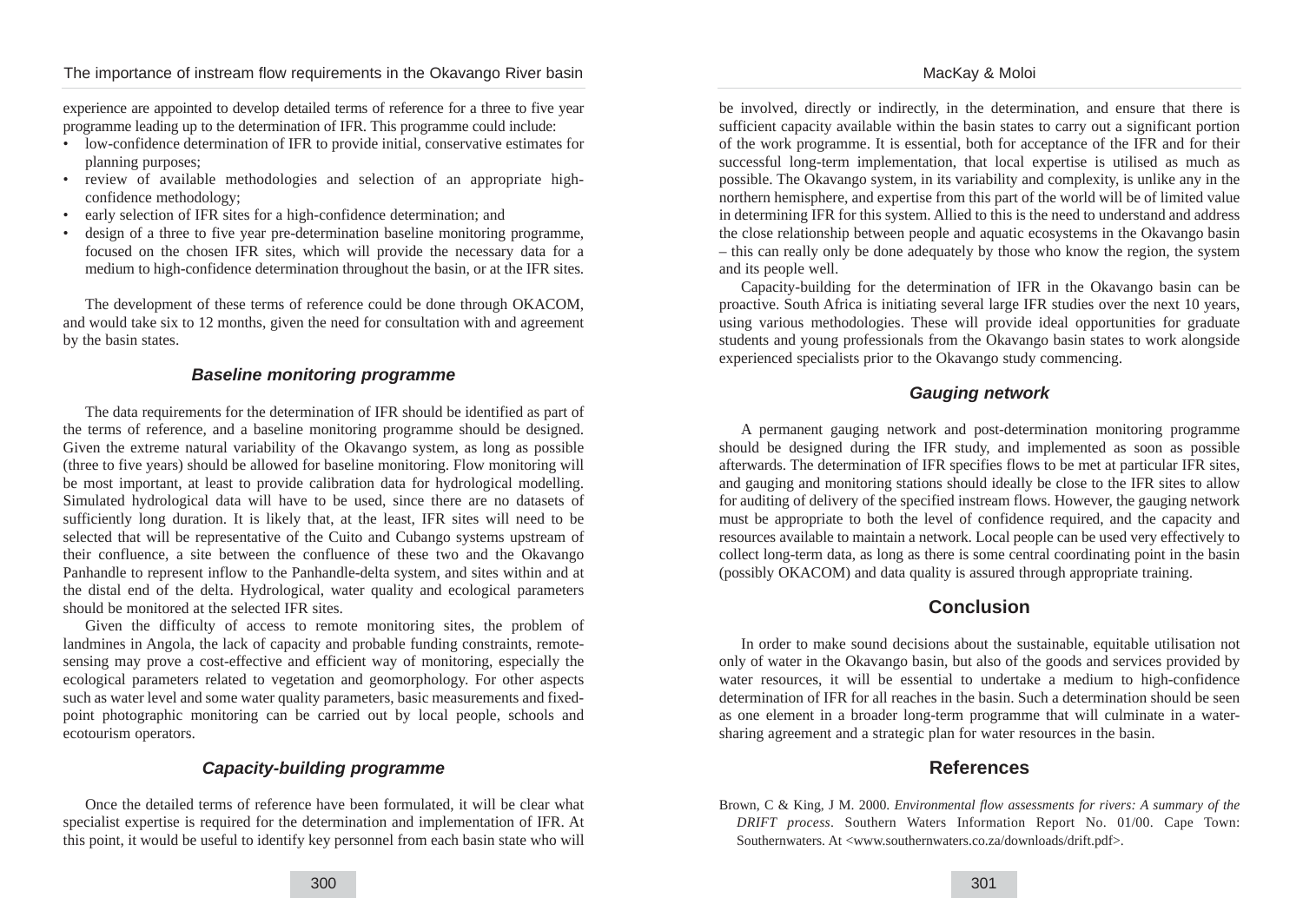experience are appointed to develop detailed terms of reference for a three to five year programme leading up to the determination of IFR. This programme could include:

- low-confidence determination of IFR to provide initial, conservative estimates for planning purposes;
- review of available methodologies and selection of an appropriate high-confidence methodology;
- early selection of IFR sites for a high-confidence determination; and
- design of a three to five year pre-determination baseline monitoring programme, focused on the chosen IFR sites, which will provide the necessary data for a medium to high-confidence determination throughout the basin, or at the IFR sites.

The development of these terms of reference could be done through OKACOM, and would take six to 12 months, given the need for consultation with and agreement by the basin states.

### *Baseline monitoring programme*

The data requirements for the determination of IFR should be identified as part of the terms of reference, and a baseline monitoring programme should be designed. Given the extreme natural variability of the Okavango system, as long as possible (three to five years) should be allowed for baseline monitoring. Flow monitoring will be most important, at least to provide calibration data for hydrological modelling. Simulated hydrological data will have to be used, since there are no datasets of sufficiently long duration. It is likely that, at the least, IFR sites will need to be selected that will be representative of the Cuito and Cubango systems upstream of their confluence, a site between the confluence of these two and the Okavango Panhandle to represent inflow to the Panhandle-delta system, and sites within and at the distal end of the delta. Hydrological, water quality and ecological parameters should be monitored at the selected IFR sites.

Given the difficulty of access to remote monitoring sites, the problem of landmines in Angola, the lack of capacity and probable funding constraints, remote-sensing may prove a cost-effective and efficient way of monitoring, especially the ecological parameters related to vegetation and geomorphology. For other aspects such as water level and some water quality parameters, basic measurements and fixed-point photographic monitoring can be carried out by local people, schools and ecotourism operators.

### *Capacity-building programme*

Once the detailed terms of reference have been formulated, it will be clear what specialist expertise is required for the determination and implementation of IFR. At this point, it would be useful to identify key personnel from each basin state who will be involved, directly or indirectly, in the determination, and ensure that there is sufficient capacity available within the basin states to carry out a significant portion of the work programme. It is essential, both for acceptance of the IFR and for their successful long-term implementation, that local expertise is utilised as much as possible. The Okavango system, in its variability and complexity, is unlike any in the northern hemisphere, and expertise from this part of the world will be of limited value in determining IFR for this system. Allied to this is the need to understand and address the close relationship between people and aquatic ecosystems in the Okavango basin – this can really only be done adequately by those who know the region, the system and its people well.

Capacity-building for the determination of IFR in the Okavango basin can be proactive. South Africa is initiating several large IFR studies over the next 10 years, using various methodologies. These will provide ideal opportunities for graduate students and young professionals from the Okavango basin states to work alongside experienced specialists prior to the Okavango study commencing.

### *Gauging network*

A permanent gauging network and post-determination monitoring programme should be designed during the IFR study, and implemented as soon as possible afterwards. The determination of IFR specifies flows to be met at particular IFR sites, and gauging and monitoring stations should ideally be close to the IFR sites to allow for auditing of delivery of the specified instream flows. However, the gauging network must be appropriate to both the level of confidence required, and the capacity and resources available to maintain a network. Local people can be used very effectively to collect long-term data, as long as there is some central coordinating point in the basin (possibly OKACOM) and data quality is assured through appropriate training.

## Conclusion

In order to make sound decisions about the sustainable, equitable utilisation not only of water in the Okavango basin, but also of the goods and services provided by water resources, it will be essential to undertake a medium to high-confidence determination of IFR for all reaches in the basin. Such a determination should be seen as one element in a broader long-term programme that will culminate in a water-sharing agreement and a strategic plan for water resources in the basin.

## References

Brown, C & King, J M. 2000. *Environmental flow assessments for rivers: A summary of the DRIFT process*. Southern Waters Information Report No. 01/00. Cape Town: Southernwaters. At <www.southernwaters.co.za/downloads/drift.pdf>.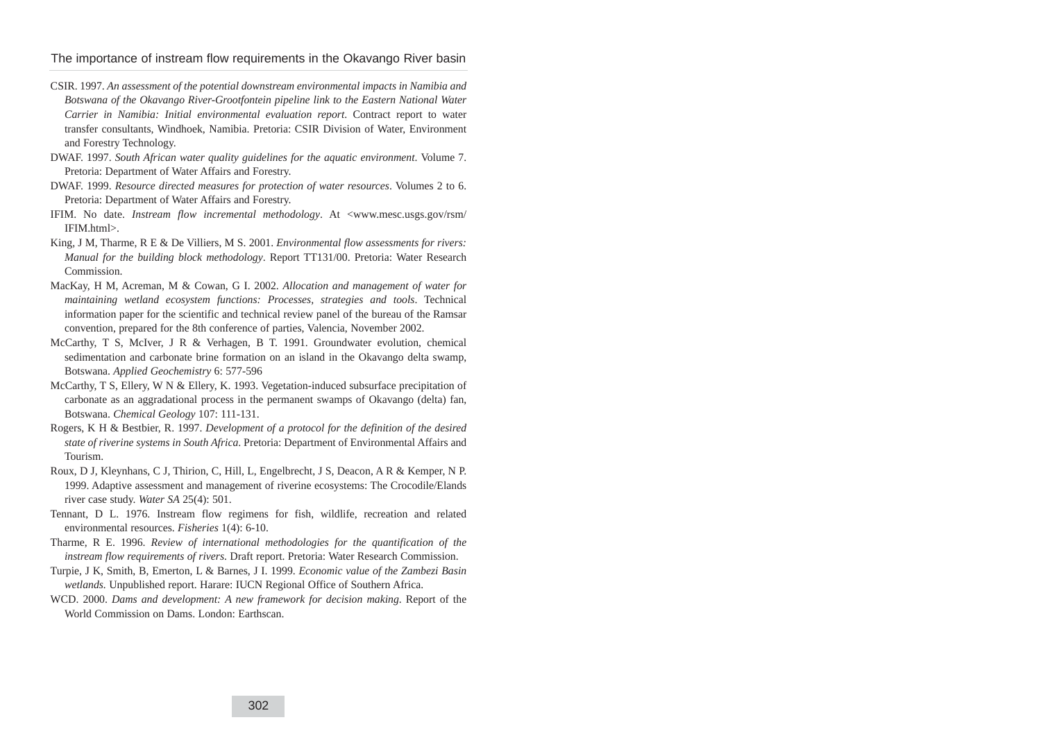CSIR. 1997. *An assessment of the potential downstream environmental impacts in Namibia and Botswana of the Okavango River-Grootfontein pipeline link to the Eastern National Water Carrier in Namibia: Initial environmental evaluation report*. Contract report to water transfer consultants, Windhoek, Namibia. Pretoria: CSIR Division of Water, Environment and Forestry Technology.

DWAF. 1997. *South African water quality guidelines for the aquatic environment*. Volume 7. Pretoria: Department of Water Affairs and Forestry.

DWAF. 1999. *Resource directed measures for protection of water resources*. Volumes 2 to 6. Pretoria: Department of Water Affairs and Forestry.

IFIM. No date. *Instream flow incremental methodology*. At <www.mesc.usgs.gov/rsm/IFIM.html>.

King, J M, Tharme, R E & De Villiers, M S. 2001. *Environmental flow assessments for rivers: Manual for the building block methodology*. Report TT131/00. Pretoria: Water Research Commission.

MacKay, H M, Acreman, M & Cowan, G I. 2002. *Allocation and management of water for maintaining wetland ecosystem functions: Processes, strategies and tools*. Technical information paper for the scientific and technical review panel of the bureau of the Ramsar convention, prepared for the 8th conference of parties, Valencia, November 2002.

McCarthy, T S, McIver, J R & Verhagen, B T. 1991. Groundwater evolution, chemical sedimentation and carbonate brine formation on an island in the Okavango delta swamp, Botswana. *Applied Geochemistry* 6: 577-596

McCarthy, T S, Ellery, W N & Ellery, K. 1993. Vegetation-induced subsurface precipitation of carbonate as an aggradational process in the permanent swamps of Okavango (delta) fan, Botswana. *Chemical Geology* 107: 111-131.

Rogers, K H & Bestbier, R. 1997. *Development of a protocol for the definition of the desired state of riverine systems in South Africa*. Pretoria: Department of Environmental Affairs and Tourism.

Roux, D J, Kleynhans, C J, Thirion, C, Hill, L, Engelbrecht, J S, Deacon, A R & Kemper, N P. 1999. Adaptive assessment and management of riverine ecosystems: The Crocodile/Elands river case study. *Water SA* 25(4): 501.

Tennant, D L. 1976. Instream flow regimens for fish, wildlife, recreation and related environmental resources. *Fisheries* 1(4): 6-10.

Tharme, R E. 1996. *Review of international methodologies for the quantification of the instream flow requirements of rivers*. Draft report. Pretoria: Water Research Commission.

Turpie, J K, Smith, B, Emerton, L & Barnes, J I. 1999. *Economic value of the Zambezi Basin wetlands*. Unpublished report. Harare: IUCN Regional Office of Southern Africa.

WCD. 2000. *Dams and development: A new framework for decision making*. Report of the World Commission on Dams. London: Earthscan.